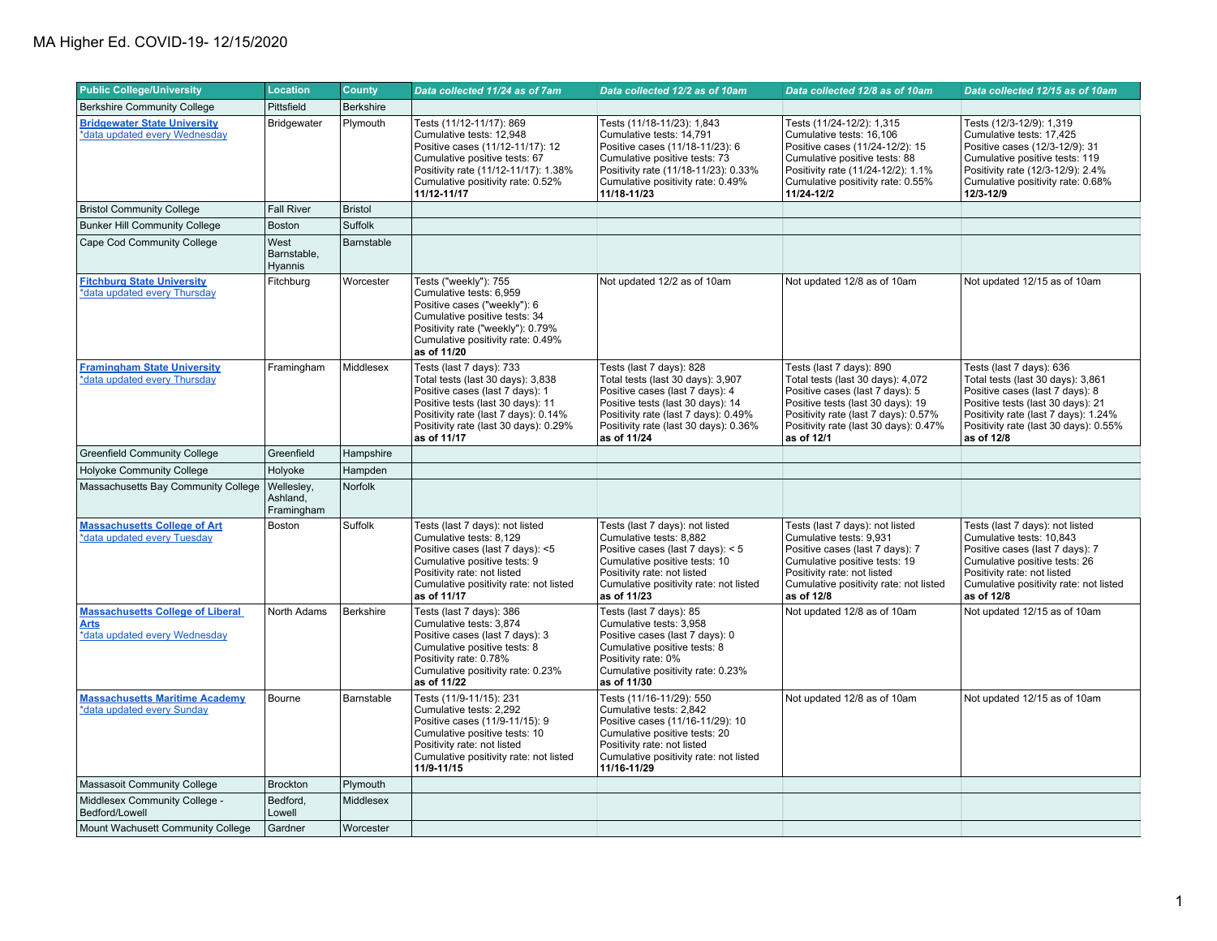# MA Higher Ed. COVID-19- 12/15/2020

| Public College/University | Location | County | *Data collected 11/24 as of 7am* | *Data collected 12/2 as of 10am* | *Data collected 12/8 as of 10am* | *Data collected 12/15 as of 10am* |
|---|---|---|---|---|---|---|
| Berkshire Community College | Pittsfield | Berkshire | | | | |
| **Bridgewater State University**<br>*data updated every Wednesday | Bridgewater | Plymouth | Tests (11/12-11/17): 869<br>Cumulative tests: 12,948<br>Positive cases (11/12-11/17): 12<br>Cumulative positive tests: 67<br>Positivity rate (11/12-11/17): 1.38%<br>Cumulative positivity rate: 0.52%<br>**11/12-11/17** | Tests (11/18-11/23): 1,843<br>Cumulative tests: 14,791<br>Positive cases (11/18-11/23): 6<br>Cumulative positive tests: 73<br>Positivity rate (11/18-11/23): 0.33%<br>Cumulative positivity rate: 0.49%<br>**11/18-11/23** | Tests (11/24-12/2): 1,315<br>Cumulative tests: 16,106<br>Positive cases (11/24-12/2): 15<br>Cumulative positive tests: 88<br>Positivity rate (11/24-12/2): 1.1%<br>Cumulative positivity rate: 0.55%<br>**11/24-12/2** | Tests (12/3-12/9): 1,319<br>Cumulative tests: 17,425<br>Positive cases (12/3-12/9): 31<br>Cumulative positive tests: 119<br>Positivity rate (12/3-12/9): 2.4%<br>Cumulative positivity rate: 0.68%<br>**12/3-12/9** |
| Bristol Community College | Fall River | Bristol | | | | |
| Bunker Hill Community College | Boston | Suffolk | | | | |
| Cape Cod Community College | West Barnstable, Hyannis | Barnstable | | | | |
| **Fitchburg State University**<br>*data updated every Thursday | Fitchburg | Worcester | Tests ("weekly"): 755<br>Cumulative tests: 6,959<br>Positive cases ("weekly"): 6<br>Cumulative positive tests: 34<br>Positivity rate ("weekly"): 0.79%<br>Cumulative positivity rate: 0.49%<br>**as of 11/20** | Not updated 12/2 as of 10am | Not updated 12/8 as of 10am | Not updated 12/15 as of 10am |
| **Framingham State University**<br>*data updated every Thursday | Framingham | Middlesex | Tests (last 7 days): 733<br>Total tests (last 30 days): 3,838<br>Positive cases (last 7 days): 1<br>Positive tests (last 30 days): 11<br>Positivity rate (last 7 days): 0.14%<br>Positivity rate (last 30 days): 0.29%<br>**as of 11/17** | Tests (last 7 days): 828<br>Total tests (last 30 days): 3,907<br>Positive cases (last 7 days): 4<br>Positive tests (last 30 days): 14<br>Positivity rate (last 7 days): 0.49%<br>Positivity rate (last 30 days): 0.36%<br>**as of 11/24** | Tests (last 7 days): 890<br>Total tests (last 30 days): 4,072<br>Positive cases (last 7 days): 5<br>Positive tests (last 30 days): 19<br>Positivity rate (last 7 days): 0.57%<br>Positivity rate (last 30 days): 0.47%<br>**as of 12/1** | Tests (last 7 days): 636<br>Total tests (last 30 days): 3,861<br>Positive cases (last 7 days): 8<br>Positive tests (last 30 days): 21<br>Positivity rate (last 7 days): 1.24%<br>Positivity rate (last 30 days): 0.55%<br>**as of 12/8** |
| Greenfield Community College | Greenfield | Hampshire | | | | |
| Holyoke Community College | Holyoke | Hampden | | | | |
| Massachusetts Bay Community College | Wellesley, Ashland, Framingham | Norfolk | | | | |
| **Massachusetts College of Art**<br>*data updated every Tuesday | Boston | Suffolk | Tests (last 7 days): not listed<br>Cumulative tests: 8,129<br>Positive cases (last 7 days): <5<br>Cumulative positive tests: 9<br>Positivity rate: not listed<br>Cumulative positivity rate: not listed<br>**as of 11/17** | Tests (last 7 days): not listed<br>Cumulative tests: 8,882<br>Positive cases (last 7 days): < 5<br>Cumulative positive tests: 10<br>Positivity rate: not listed<br>Cumulative positivity rate: not listed<br>**as of 11/23** | Tests (last 7 days): not listed<br>Cumulative tests: 9,931<br>Positive cases (last 7 days): 7<br>Cumulative positive tests: 19<br>Positivity rate: not listed<br>Cumulative positivity rate: not listed<br>**as of 12/8** | Tests (last 7 days): not listed<br>Cumulative tests: 10,843<br>Positive cases (last 7 days): 7<br>Cumulative positive tests: 26<br>Positivity rate: not listed<br>Cumulative positivity rate: not listed<br>**as of 12/8** |
| **Massachusetts College of Liberal Arts**<br>*data updated every Wednesday | North Adams | Berkshire | Tests (last 7 days): 386<br>Cumulative tests: 3,873<br>Positive cases (last 7 days): 3<br>Cumulative positive tests: 8<br>Positivity rate: 0.78%<br>Cumulative positivity rate: 0.23%<br>**as of 11/22** | Tests (last 7 days): 85<br>Cumulative tests: 3,958<br>Positive cases (last 7 days): 0<br>Cumulative positive tests: 8<br>Positivity rate: 0%<br>Cumulative positivity rate: 0.23%<br>**as of 11/30** | Not updated 12/8 as of 10am | Not updated 12/15 as of 10am |
| **Massachusetts Maritime Academy**<br>*data updated every Sunday | Bourne | Barnstable | Tests (11/9-11/15): 231<br>Cumulative tests: 2,292<br>Positive cases (11/9-11/15): 9<br>Cumulative positive tests: 10<br>Positivity rate: not listed<br>Cumulative positivity rate: not listed<br>**11/9-11/15** | Tests (11/16-11/29): 550<br>Cumulative tests: 2,842<br>Positive cases (11/16-11/29): 10<br>Cumulative positive tests: 20<br>Positivity rate: not listed<br>Cumulative positivity rate: not listed<br>**11/16-11/29** | Not updated 12/8 as of 10am | Not updated 12/15 as of 10am |
| Massasoit Community College | Brockton | Plymouth | | | | |
| Middlesex Community College - Bedford/Lowell | Bedford, Lowell | Middlesex | | | | |
| Mount Wachusett Community College | Gardner | Worcester | | | | |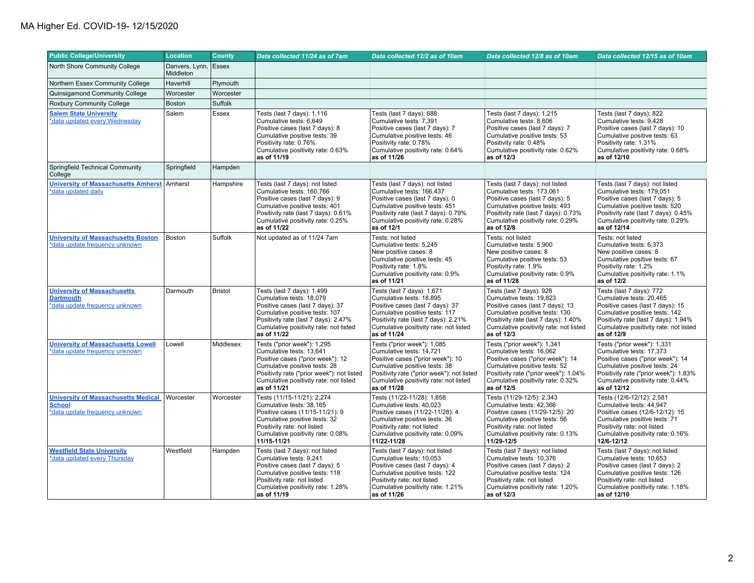MA Higher Ed. COVID-19- 12/15/2020

| Public College/University | Location | County | Data collected 11/24 as of 7am | Data collected 12/2 as of 10am | Data collected 12/8 as of 10am | Data collected 12/15 as of 10am |
|---|---|---|---|---|---|---|
| North Shore Community College | Danvers, Lynn, Middleton | Essex | | | | |
| Northern Essex Community College | Haverhill | Plymouth | | | | |
| Quinsigamond Community College | Worcester | Worcester | | | | |
| Roxbury Community College | Boston | Suffolk | | | | |
| **Salem State University** *data updated every Wednesday | Salem | Essex | Tests (last 7 days): 1,116<br>Cumulative tests: 6,649<br>Positive cases (last 7 days): 8<br>Cumulative positive tests: 39<br>Positivity rate: 0.76%<br>Cumulative positivity rate: 0.63%<br>**as of 11/19** | Tests (last 7 days): 688<br>Cumulative tests: 7,391<br>Positive cases (last 7 days): 7<br>Cumulative positive tests: 46<br>Positivity rate: 0.78%<br>Cumulative positivity rate: 0.64%<br>**as of 11/26** | Tests (last 7 days): 1,215<br>Cumulative tests: 8,606<br>Positive cases (last 7 days): 7<br>Cumulative positive tests: 53<br>Positivity rate: 0.48%<br>Cumulative positivity rate: 0.62%<br>**as of 12/3** | Tests (last 7 days): 822<br>Cumulative tests: 9,428<br>Positive cases (last 7 days): 10<br>Cumulative positive tests: 63<br>Positivity rate: 1.31%<br>Cumulative positivity rate: 0.68%<br>**as of 12/10** |
| Springfield Technical Community College | Springfield | Hampden | | | | |
| **University of Massachusetts Amherst** *data updated daily | Amherst | Hampshire | Tests (last 7 days): not listed<br>Cumulative tests: 160,766<br>Positive cases (last 7 days): 9<br>Cumulative positive tests: 401<br>Positivity rate (last 7 days): 0.61%<br>Cumulative positivity rate: 0.25%<br>**as of 11/22** | Tests (last 7 days): not listed<br>Cumulative tests: 166,437<br>Positive cases (last 7 days): 0<br>Cumulative positive tests: 451<br>Positivity rate (last 7 days): 0.79%<br>Cumulative positivity rate: 0.28%<br>**as of 12/1** | Tests (last 7 days): not listed<br>Cumulative tests: 173,061<br>Positive cases (last 7 days): 5<br>Cumulative positive tests: 493<br>Positivity rate (last 7 days): 0.73%<br>Cumulative positivity rate: 0.29%<br>**as of 12/8** | Tests (last 7 days): not listed<br>Cumulative tests: 179,051<br>Positive cases (last 7 days): 5<br>Cumulative positive tests: 520<br>Positivity rate (last 7 days): 0.45%<br>Cumulative positivity rate: 0.29%<br>**as of 12/14** |
| **University of Massachusetts Boston** *data update frequency unknown | Boston | Suffolk | Not updated as of 11/24 7am | Tests: not listed<br>Cumulative tests: 5,245<br>New positive cases: 8<br>Cumulative positive tests: 45<br>Positivity rate: 1.8%<br>Cumulative positivity rate: 0.9%<br>**as of 11/21** | Tests: not listed<br>Cumulative tests: 5,900<br>New positive cases: 8<br>Cumulative positive tests: 53<br>Positivity rate: 1.9%<br>Cumulative positivity rate: 0.9%<br>**as of 11/28** | Tests: not listed<br>Cumulative tests: 6,373<br>New positive cases: 8<br>Cumulative positive tests: 67<br>Positivity rate: 1.2%<br>Cumulative positivity rate: 1.1%<br>**as of 12/2** |
| **University of Massachusetts Dartmouth** *data update frequency unknown | Darmouth | Bristol | Tests (last 7 days): 1,499<br>Cumulative tests: 18,079<br>Positive cases (last 7 days): 37<br>Cumulative positive tests: 107<br>Positivity rate (last 7 days): 2.47%<br>Cumulative positivity rate: not listed<br>**as of 11/22** | Tests (last 7 days): 1,671<br>Cumulative tests: 18,895<br>Positive cases (last 7 days): 37<br>Cumulative positive tests: 117<br>Positivity rate (last 7 days): 2.21%<br>Cumulative positivity rate: not listed<br>**as of 11/24** | Tests (last 7 days): 928<br>Cumulative tests: 19,823<br>Positive cases (last 7 days): 13<br>Cumulative positive tests: 130<br>Positivity rate (last 7 days): 1.40%<br>Cumulative positivity rate: not listed<br>**as of 12/3** | Tests (last 7 days): 772<br>Cumulative tests: 20,465<br>Positive cases (last 7 days): 15<br>Cumulative positive tests: 142<br>Positivity rate (last 7 days): 1.94%<br>Cumulative positivity rate: not listed<br>**as of 12/9** |
| **University of Massachusetts Lowell** *data update frequency unknown | Lowell | Middlesex | Tests ("prior week"): 1,295<br>Cumulative tests: 13,641<br>Positive cases ("prior week"): 12<br>Cumulative positive tests: 28<br>Positivity rate ("prior week"): not listed<br>Cumulative positivity rate: not listed<br>**as of 11/21** | Tests ("prior week"): 1,085<br>Cumulative tests: 14,721<br>Positive cases ("prior week"): 10<br>Cumulative positive tests: 38<br>Positivity rate ("prior week"): not listed<br>Cumulative positivity rate: not listed<br>**as of 11/28** | Tests ("prior week"): 1,341<br>Cumulative tests: 16,062<br>Positive cases ("prior week"): 14<br>Cumulative positive tests: 52<br>Positivity rate ("prior week"): 1.04%<br>Cumulative positivity rate: 0.32%<br>**as of 12/5** | Tests ("prior week"): 1,331<br>Cumulative tests: 17,373<br>Positive cases ("prior week"): 14<br>Cumulative positive tests: 24<br>Positivity rate ("prior week"): 1.83%<br>Cumulative positivity rate: 0.44%<br>**as of 12/12** |
| **University of Massachusetts Medical School** *data update frequency unknown | Worcester | Worcester | Tests (11/15-11/21): 2,274<br>Cumulative tests: 38,165<br>Positive cases (11/15-11/21): 9<br>Cumulative positive tests: 32<br>Positivity rate: not listed<br>Cumulative positivity rate: 0.08%<br>**11/15-11/21** | Tests (11/22-11/28): 1,858<br>Cumulative tests: 40,023<br>Positive cases (11/22-11/28): 4<br>Cumulative positive tests: 36<br>Positivity rate: not listed<br>Cumulative positivity rate: 0.09%<br>**11/22-11/28** | Tests (11/29-12/5): 2,343<br>Cumulative tests: 42,366<br>Positive cases (11/29-12/5): 20<br>Cumulative positive tests: 56<br>Positivity rate: not listed<br>Cumulative positivity rate: 0.13%<br>**11/29-12/5** | Tests (12/6-12/12): 2,581<br>Cumulative tests: 44,947<br>Positive cases (12/6-12/12): 15<br>Cumulative positive tests: 71<br>Positivity rate: not listed<br>Cumulative positivity rate: 0.16%<br>**12/6-12/12** |
| **Westfield State University** *data updated every Thursday | Westfield | Hampden | Tests (last 7 days): not listed<br>Cumulative tests: 9,241<br>Positive cases (last 7 days): 5<br>Cumulative positive tests: 118<br>Positivity rate: not listed<br>Cumulative positivity rate: 1.28%<br>**as of 11/19** | Tests (last 7 days): not listed<br>Cumulative tests: 10,053<br>Positive cases (last 7 days): 4<br>Cumulative positive tests: 122<br>Positivity rate: not listed<br>Cumulative positivity rate: 1.21%<br>**as of 11/26** | Tests (last 7 days): not listed<br>Cumulative tests: 10,376<br>Positive cases (last 7 days): 2<br>Cumulative positive tests: 124<br>Positivity rate: not listed<br>Cumulative positivity rate: 1.20%<br>**as of 12/3** | Tests (last 7 days): not listed<br>Cumulative tests: 10,653<br>Positive cases (last 7 days): 2<br>Cumulative positive tests: 126<br>Positivity rate: not listed<br>Cumulative positivity rate: 1.18%<br>**as of 12/10** |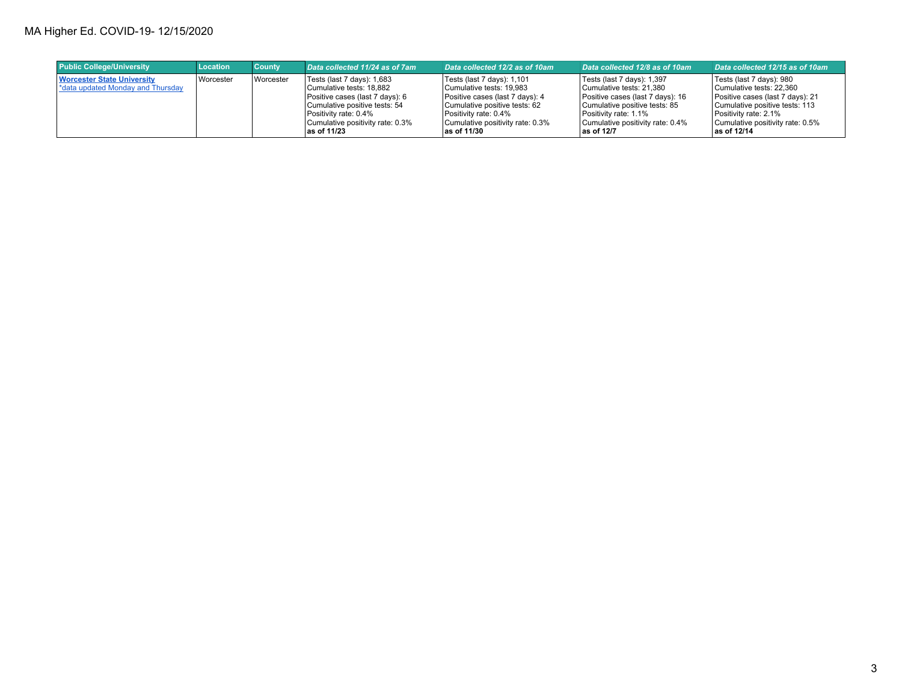MA Higher Ed. COVID-19- 12/15/2020

| Public College/University | Location | County | *Data collected 11/24 as of 7am* | *Data collected 12/2 as of 10am* | *Data collected 12/8 as of 10am* | *Data collected 12/15 as of 10am* |
|---|---|---|---|---|---|---|
| **Worcester State University**<br>*data updated Monday and Thursday | Worcester | Worcester | Tests (last 7 days): 1,683<br>Cumulative tests: 18,882<br>Positive cases (last 7 days): 6<br>Cumulative positive tests: 54<br>Positivity rate: 0.4%<br>Cumulative positivity rate: 0.3%<br>**as of 11/23** | Tests (last 7 days): 1,101<br>Cumulative tests: 19,983<br>Positive cases (last 7 days): 4<br>Cumulative positive tests: 62<br>Positivity rate: 0.4%<br>Cumulative positivity rate: 0.3%<br>**as of 11/30** | Tests (last 7 days): 1,397<br>Cumulative tests: 21,380<br>Positive cases (last 7 days): 16<br>Cumulative positive tests: 85<br>Positivity rate: 1.1%<br>Cumulative positivity rate: 0.4%<br>**as of 12/7** | Tests (last 7 days): 980<br>Cumulative tests: 22,360<br>Positive cases (last 7 days): 21<br>Cumulative positive tests: 113<br>Positivity rate: 2.1%<br>Cumulative positivity rate: 0.5%<br>**as of 12/14** |